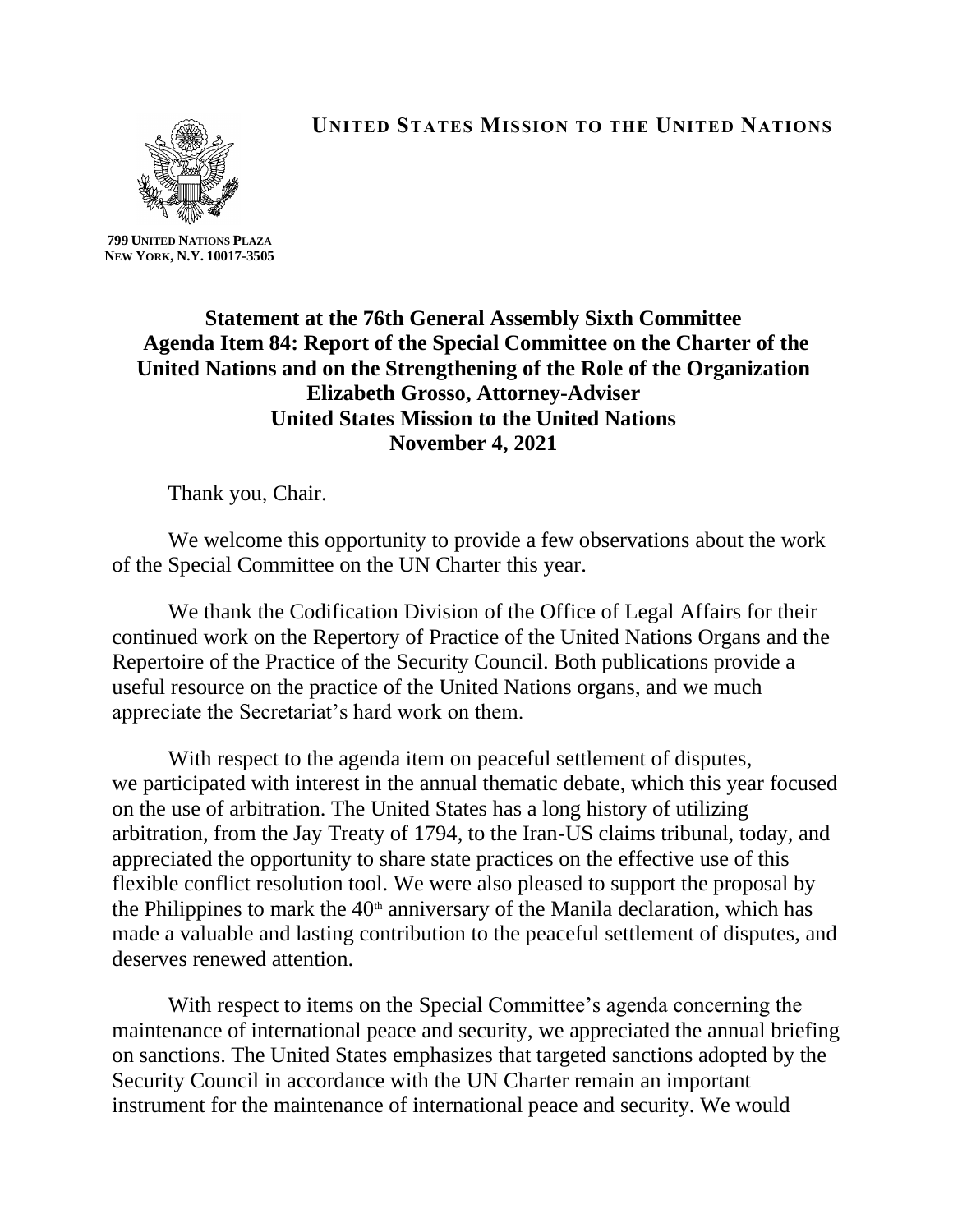**UNITED STATES MISSION TO THE UNITED NATIONS**

**799 UNITED NATIONS PLAZA**
**NEW YORK, N.Y. 10017-3505**

# Statement at the 76th General Assembly Sixth Committee Agenda Item 84: Report of the Special Committee on the Charter of the United Nations and on the Strengthening of the Role of the Organization

**Elizabeth Grosso, Attorney-Adviser**
**United States Mission to the United Nations**
**November 4, 2021**

Thank you, Chair.

We welcome this opportunity to provide a few observations about the work of the Special Committee on the UN Charter this year.

We thank the Codification Division of the Office of Legal Affairs for their continued work on the Repertory of Practice of the United Nations Organs and the Repertoire of the Practice of the Security Council. Both publications provide a useful resource on the practice of the United Nations organs, and we much appreciate the Secretariat's hard work on them.

With respect to the agenda item on peaceful settlement of disputes, we participated with interest in the annual thematic debate, which this year focused on the use of arbitration. The United States has a long history of utilizing arbitration, from the Jay Treaty of 1794, to the Iran-US claims tribunal, today, and appreciated the opportunity to share state practices on the effective use of this flexible conflict resolution tool. We were also pleased to support the proposal by the Philippines to mark the 40th anniversary of the Manila declaration, which has made a valuable and lasting contribution to the peaceful settlement of disputes, and deserves renewed attention.

With respect to items on the Special Committee's agenda concerning the maintenance of international peace and security, we appreciated the annual briefing on sanctions. The United States emphasizes that targeted sanctions adopted by the Security Council in accordance with the UN Charter remain an important instrument for the maintenance of international peace and security. We would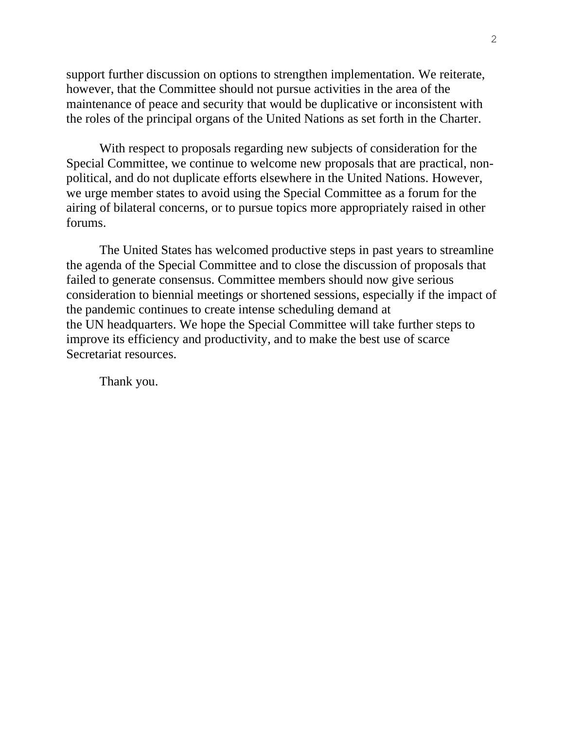support further discussion on options to strengthen implementation. We reiterate, however, that the Committee should not pursue activities in the area of the maintenance of peace and security that would be duplicative or inconsistent with the roles of the principal organs of the United Nations as set forth in the Charter.

With respect to proposals regarding new subjects of consideration for the Special Committee, we continue to welcome new proposals that are practical, non-political, and do not duplicate efforts elsewhere in the United Nations. However, we urge member states to avoid using the Special Committee as a forum for the airing of bilateral concerns, or to pursue topics more appropriately raised in other forums.

The United States has welcomed productive steps in past years to streamline the agenda of the Special Committee and to close the discussion of proposals that failed to generate consensus. Committee members should now give serious consideration to biennial meetings or shortened sessions, especially if the impact of the pandemic continues to create intense scheduling demand at the UN headquarters. We hope the Special Committee will take further steps to improve its efficiency and productivity, and to make the best use of scarce Secretariat resources.

Thank you.